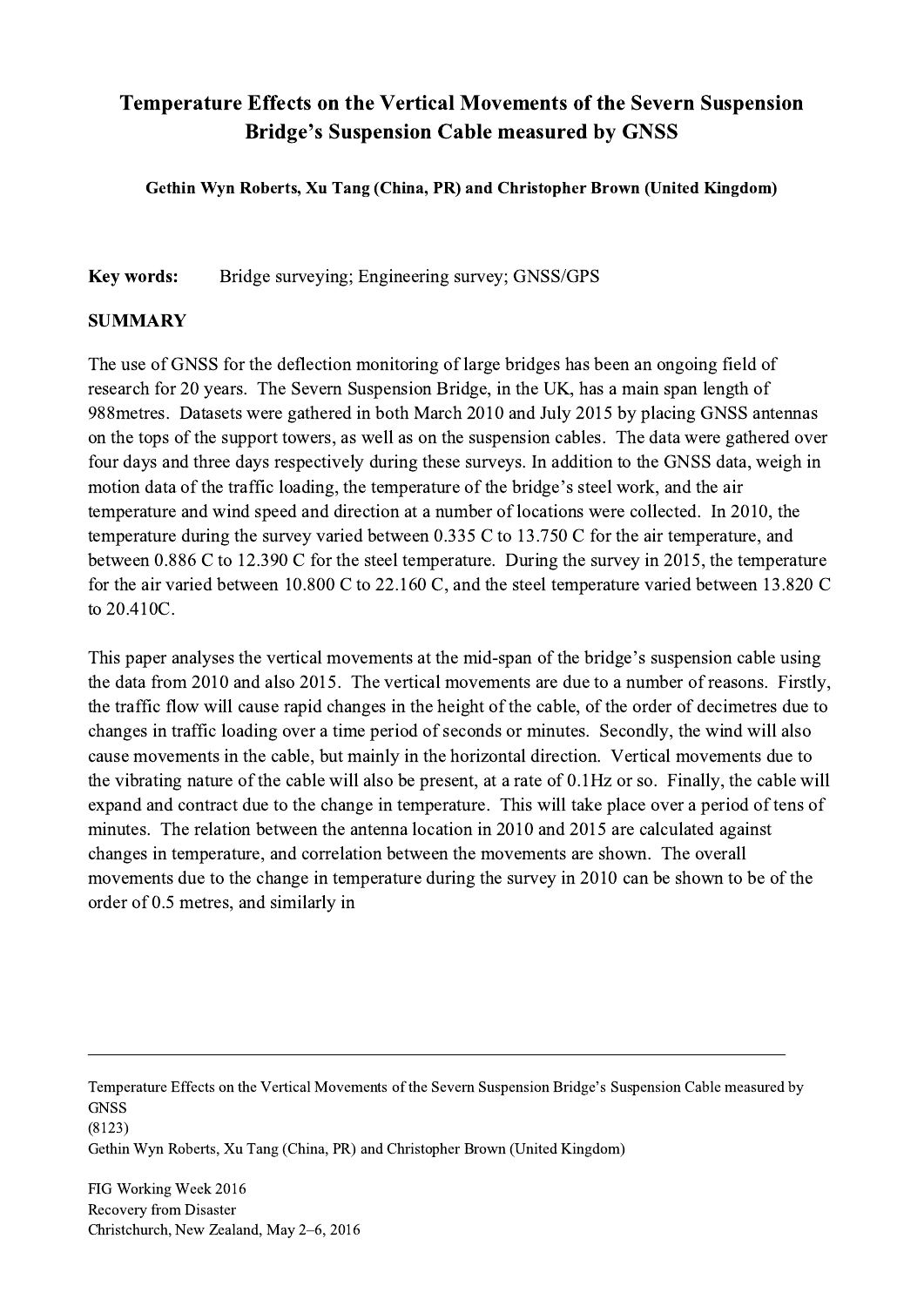# Temperature Effects on the Vertical Movements of the Severn Suspension Bridge's Suspension Cable measured by GNSS

**Gethin Wyn Roberts, Xu Tang (China, PR) and Christopher Brown (United Kingdom)**

**Key words:** Bridge surveying; Engineering survey; GNSS/GPS

## SUMMARY

The use of GNSS for the deflection monitoring of large bridges has been an ongoing field of research for 20 years. The Severn Suspension Bridge, in the UK, has a main span length of 988metres. Datasets were gathered in both March 2010 and July 2015 by placing GNSS antennas on the tops of the support towers, as well as on the suspension cables. The data were gathered over four days and three days respectively during these surveys. In addition to the GNSS data, weigh in motion data of the traffic loading, the temperature of the bridge's steel work, and the air temperature and wind speed and direction at a number of locations were collected. In 2010, the temperature during the survey varied between 0.335 C to 13.750 C for the air temperature, and between 0.886 C to 12.390 C for the steel temperature. During the survey in 2015, the temperature for the air varied between 10.800 C to 22.160 C, and the steel temperature varied between 13.820 C to 20.410C.

This paper analyses the vertical movements at the mid-span of the bridge's suspension cable using the data from 2010 and also 2015. The vertical movements are due to a number of reasons. Firstly, the traffic flow will cause rapid changes in the height of the cable, of the order of decimetres due to changes in traffic loading over a time period of seconds or minutes. Secondly, the wind will also cause movements in the cable, but mainly in the horizontal direction. Vertical movements due to the vibrating nature of the cable will also be present, at a rate of 0.1Hz or so. Finally, the cable will expand and contract due to the change in temperature. This will take place over a period of tens of minutes. The relation between the antenna location in 2010 and 2015 are calculated against changes in temperature, and correlation between the movements are shown. The overall movements due to the change in temperature during the survey in 2010 can be shown to be of the order of 0.5 metres, and similarly in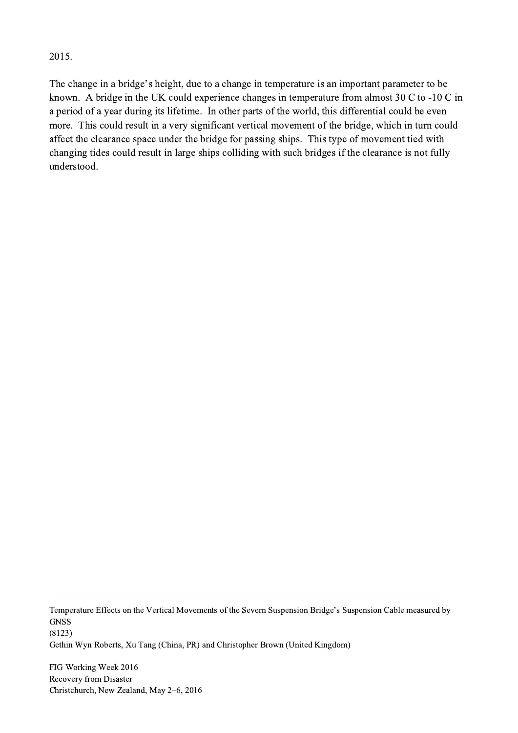2015.

The change in a bridge's height, due to a change in temperature is an important parameter to be known. A bridge in the UK could experience changes in temperature from almost 30 C to -10 C in a period of a year during its lifetime. In other parts of the world, this differential could be even more. This could result in a very significant vertical movement of the bridge, which in turn could affect the clearance space under the bridge for passing ships. This type of movement tied with changing tides could result in large ships colliding with such bridges if the clearance is not fully understood.